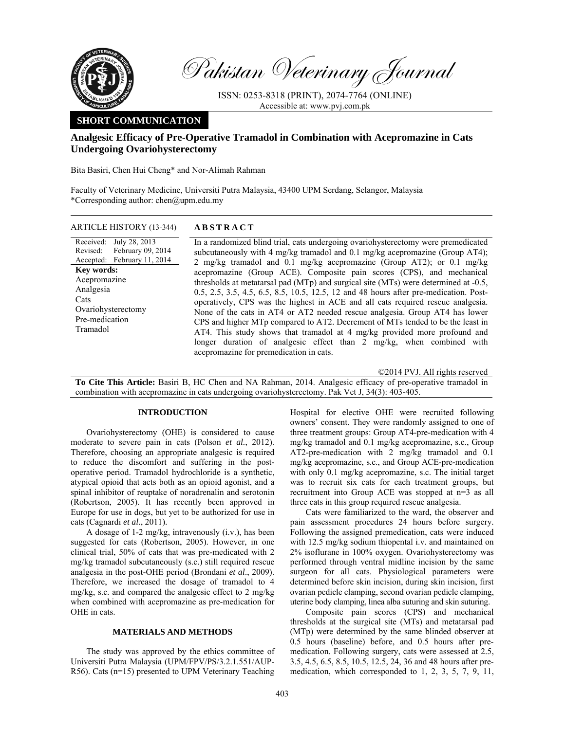# Pakistan Veterinary Journal

ISSN: 0253-8318 (PRINT), 2074-7764 (ONLINE)
Accessible at: www.pvj.com.pk

**SHORT COMMUNICATION**

## Analgesic Efficacy of Pre-Operative Tramadol in Combination with Acepromazine in Cats Undergoing Ovariohysterectomy

Bita Basiri, Chen Hui Cheng* and Nor-Alimah Rahman

Faculty of Veterinary Medicine, Universiti Putra Malaysia, 43400 UPM Serdang, Selangor, Malaysia
*Corresponding author: chen@upm.edu.my

**ARTICLE HISTORY** (13-344)

Received: July 28, 2013
Revised: February 09, 2014
Accepted: February 11, 2014

**Key words:**
Acepromazine
Analgesia
Cats
Ovariohysterectomy
Pre-medication
Tramadol

**ABSTRACT**

In a randomized blind trial, cats undergoing ovariohysterectomy were premedicated subcutaneously with 4 mg/kg tramadol and 0.1 mg/kg acepromazine (Group AT4); 2 mg/kg tramadol and 0.1 mg/kg acepromazine (Group AT2); or 0.1 mg/kg acepromazine (Group ACE). Composite pain scores (CPS), and mechanical thresholds at metatarsal pad (MTp) and surgical site (MTs) were determined at -0.5, 0.5, 2.5, 3.5, 4.5, 6.5, 8.5, 10.5, 12.5, 12 and 48 hours after pre-medication. Post-operatively, CPS was the highest in ACE and all cats required rescue analgesia. None of the cats in AT4 or AT2 needed rescue analgesia. Group AT4 has lower CPS and higher MTp compared to AT2. Decrement of MTs tended to be the least in AT4. This study shows that tramadol at 4 mg/kg provided more profound and longer duration of analgesic effect than 2 mg/kg, when combined with acepromazine for premedication in cats.

©2014 PVJ. All rights reserved

**To Cite This Article:** Basiri B, HC Chen and NA Rahman, 2014. Analgesic efficacy of pre-operative tramadol in combination with acepromazine in cats undergoing ovariohysterectomy. Pak Vet J, 34(3): 403-405.

## INTRODUCTION

Ovariohysterectomy (OHE) is considered to cause moderate to severe pain in cats (Polson *et al.*, 2012). Therefore, choosing an appropriate analgesic is required to reduce the discomfort and suffering in the post-operative period. Tramadol hydrochloride is a synthetic, atypical opioid that acts both as an opioid agonist, and a spinal inhibitor of reuptake of noradrenalin and serotonin (Robertson, 2005). It has recently been approved in Europe for use in dogs, but yet to be authorized for use in cats (Cagnardi *et al.*, 2011).

A dosage of 1-2 mg/kg, intravenously (i.v.), has been suggested for cats (Robertson, 2005). However, in one clinical trial, 50% of cats that was pre-medicated with 2 mg/kg tramadol subcutaneously (s.c.) still required rescue analgesia in the post-OHE period (Brondani *et al.*, 2009). Therefore, we increased the dosage of tramadol to 4 mg/kg, s.c. and compared the analgesic effect to 2 mg/kg when combined with acepromazine as pre-medication for OHE in cats.

## MATERIALS AND METHODS

The study was approved by the ethics committee of Universiti Putra Malaysia (UPM/FPV/PS/3.2.1.551/AUP-R56). Cats (n=15) presented to UPM Veterinary Teaching Hospital for elective OHE were recruited following owners' consent. They were randomly assigned to one of three treatment groups: Group AT4-pre-medication with 4 mg/kg tramadol and 0.1 mg/kg acepromazine, s.c., Group AT2-pre-medication with 2 mg/kg tramadol and 0.1 mg/kg acepromazine, s.c., and Group ACE-pre-medication with only 0.1 mg/kg acepromazine, s.c. The initial target was to recruit six cats for each treatment groups, but recruitment into Group ACE was stopped at n=3 as all three cats in this group required rescue analgesia.

Cats were familiarized to the ward, the observer and pain assessment procedures 24 hours before surgery. Following the assigned premedication, cats were induced with 12.5 mg/kg sodium thiopental i.v. and maintained on 2% isoflurane in 100% oxygen. Ovariohysterectomy was performed through ventral midline incision by the same surgeon for all cats. Physiological parameters were determined before skin incision, during skin incision, first ovarian pedicle clamping, second ovarian pedicle clamping, uterine body clamping, linea alba suturing and skin suturing.

Composite pain scores (CPS) and mechanical thresholds at the surgical site (MTs) and metatarsal pad (MTp) were determined by the same blinded observer at 0.5 hours (baseline) before, and 0.5 hours after pre-medication. Following surgery, cats were assessed at 2.5, 3.5, 4.5, 6.5, 8.5, 10.5, 12.5, 24, 36 and 48 hours after pre-medication, which corresponded to 1, 2, 3, 5, 7, 9, 11,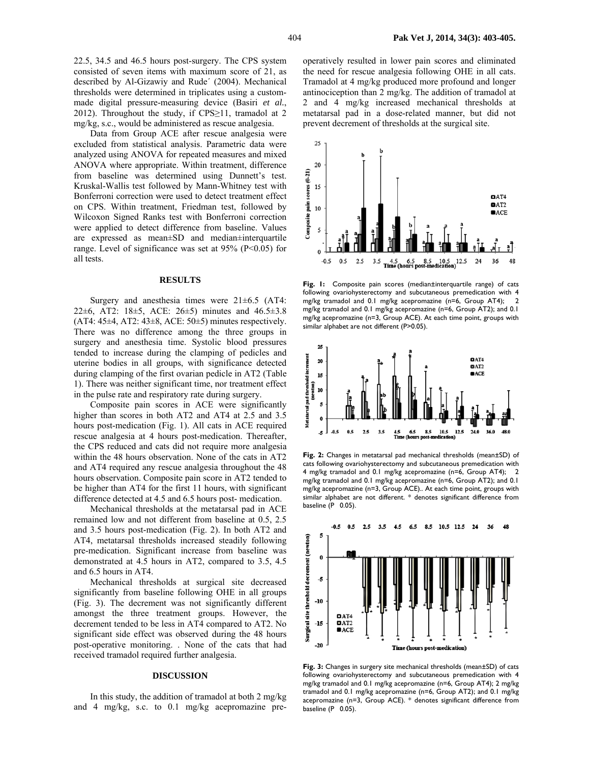22.5, 34.5 and 46.5 hours post-surgery. The CPS system consisted of seven items with maximum score of 21, as described by Al-Gizawiy and Rude´ (2004). Mechanical thresholds were determined in triplicates using a custom-made digital pressure-measuring device (Basiri *et al.*, 2012). Throughout the study, if CPS≥11, tramadol at 2 mg/kg, s.c., would be administered as rescue analgesia.

Data from Group ACE after rescue analgesia were excluded from statistical analysis. Parametric data were analyzed using ANOVA for repeated measures and mixed ANOVA where appropriate. Within treatment, difference from baseline was determined using Dunnett's test. Kruskal-Wallis test followed by Mann-Whitney test with Bonferroni correction were used to detect treatment effect on CPS. Within treatment, Friedman test, followed by Wilcoxon Signed Ranks test with Bonferroni correction were applied to detect difference from baseline. Values are expressed as mean±SD and median±interquartile range. Level of significance was set at 95% ($P<0.05$) for all tests.

## RESULTS

Surgery and anesthesia times were 21±6.5 (AT4: 22±6, AT2: 18±5, ACE: 26±5) minutes and 46.5±3.8 (AT4: 45±4, AT2: 43±8, ACE: 50±5) minutes respectively. There was no difference among the three groups in surgery and anesthesia time. Systolic blood pressures tended to increase during the clamping of pedicles and uterine bodies in all groups, with significance detected during clamping of the first ovarian pedicle in AT2 (Table 1). There was neither significant time, nor treatment effect in the pulse rate and respiratory rate during surgery.

Composite pain scores in ACE were significantly higher than scores in both AT2 and AT4 at 2.5 and 3.5 hours post-medication (Fig. 1). All cats in ACE required rescue analgesia at 4 hours post-medication. Thereafter, the CPS reduced and cats did not require more analgesia within the 48 hours observation. None of the cats in AT2 and AT4 required any rescue analgesia throughout the 48 hours observation. Composite pain score in AT2 tended to be higher than AT4 for the first 11 hours, with significant difference detected at 4.5 and 6.5 hours post- medication.

Mechanical thresholds at the metatarsal pad in ACE remained low and not different from baseline at 0.5, 2.5 and 3.5 hours post-medication (Fig. 2). In both AT2 and AT4, metatarsal thresholds increased steadily following pre-medication. Significant increase from baseline was demonstrated at 4.5 hours in AT2, compared to 3.5, 4.5 and 6.5 hours in AT4.

Mechanical thresholds at surgical site decreased significantly from baseline following OHE in all groups (Fig. 3). The decrement was not significantly different amongst the three treatment groups. However, the decrement tended to be less in AT4 compared to AT2. No significant side effect was observed during the 48 hours post-operative monitoring. . None of the cats that had received tramadol required further analgesia.

## DISCUSSION

In this study, the addition of tramadol at both 2 mg/kg and 4 mg/kg, s.c. to 0.1 mg/kg acepromazine pre-operatively resulted in lower pain scores and eliminated the need for rescue analgesia following OHE in all cats. Tramadol at 4 mg/kg produced more profound and longer antinociception than 2 mg/kg. The addition of tramadol at 2 and 4 mg/kg increased mechanical thresholds at metatarsal pad in a dose-related manner, but did not prevent decrement of thresholds at the surgical site.

**Fig. 1:** Composite pain scores (median±interquartile range) of cats following ovariohysterectomy and subcutaneous premedication with 4 mg/kg tramadol and 0.1 mg/kg acepromazine (n=6, Group AT4); 2 mg/kg tramadol and 0.1 mg/kg acepromazine (n=6, Group AT2); and 0.1 mg/kg acepromazine (n=3, Group ACE). At each time point, groups with similar alphabet are not different (P>0.05).

**Fig. 2:** Changes in metatarsal pad mechanical thresholds (mean±SD) of cats following ovariohysterectomy and subcutaneous premedication with 4 mg/kg tramadol and 0.1 mg/kg acepromazine (n=6, Group AT4); 2 mg/kg tramadol and 0.1 mg/kg acepromazine (n=6, Group AT2); and 0.1 mg/kg acepromazine (n=3, Group ACE).. At each time point, groups with similar alphabet are not different. * denotes significant difference from baseline (P 0.05).

**Fig. 3:** Changes in surgery site mechanical thresholds (mean±SD) of cats following ovariohysterectomy and subcutaneous premedication with 4 mg/kg tramadol and 0.1 mg/kg acepromazine (n=6, Group AT4); 2 mg/kg tramadol and 0.1 mg/kg acepromazine (n=6, Group AT2); and 0.1 mg/kg acepromazine (n=3, Group ACE). * denotes significant difference from baseline (P 0.05).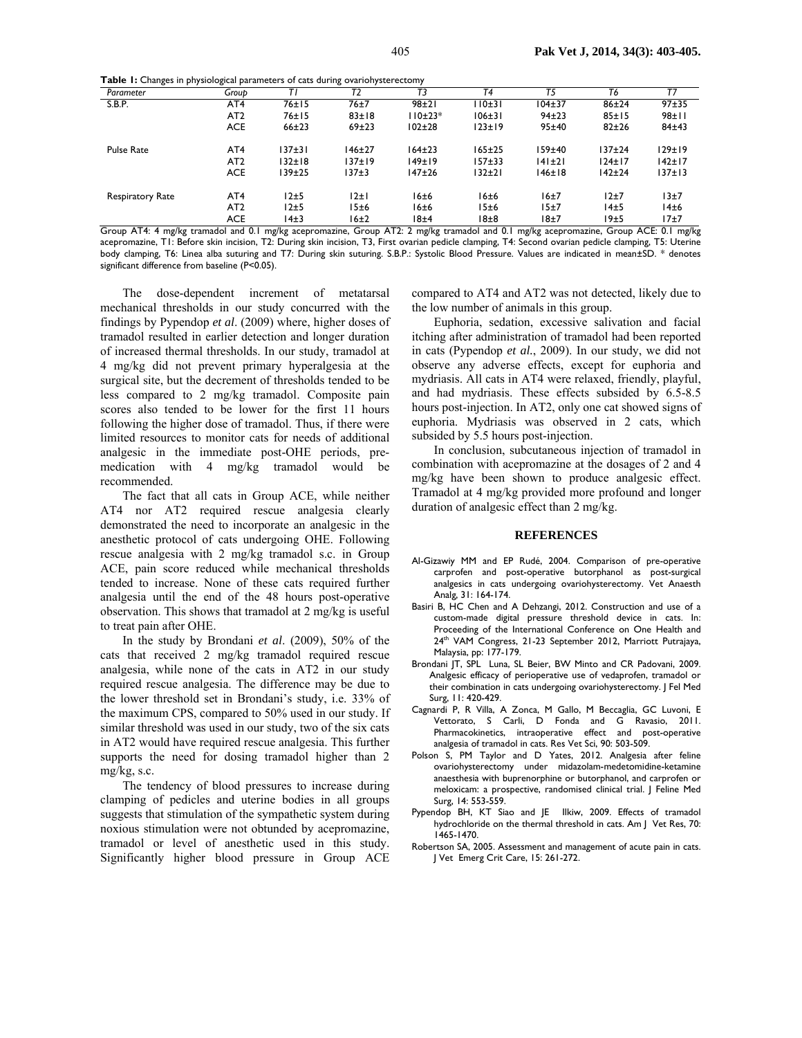**Table 1:** Changes in physiological parameters of cats during ovariohysterectomy

| Parameter | Group | T1 | T2 | T3 | T4 | T5 | T6 | T7 |
|---|---|---|---|---|---|---|---|---|
| S.B.P. | AT4 | 76±15 | 76±7 | 98±21 | 110±31 | 104±37 | 86±24 | 97±35 |
| | AT2 | 76±15 | 83±18 | 110±23* | 106±31 | 94±23 | 85±15 | 98±11 |
| | ACE | 66±23 | 69±23 | 102±28 | 123±19 | 95±40 | 82±26 | 84±43 |
| Pulse Rate | AT4 | 137±31 | 146±27 | 164±23 | 165±25 | 159±40 | 137±24 | 129±19 |
| | AT2 | 132±18 | 137±19 | 149±19 | 157±33 | 141±21 | 124±17 | 142±17 |
| | ACE | 139±25 | 137±3 | 147±26 | 132±21 | 146±18 | 142±24 | 137±13 |
| Respiratory Rate | AT4 | 12±5 | 12±1 | 16±6 | 16±6 | 16±7 | 12±7 | 13±7 |
| | AT2 | 12±5 | 15±6 | 16±6 | 15±6 | 15±7 | 14±5 | 14±6 |
| | ACE | 14±3 | 16±2 | 18±4 | 18±8 | 18±7 | 19±5 | 17±7 |

Group AT4: 4 mg/kg tramadol and 0.1 mg/kg acepromazine, Group AT2: 2 mg/kg tramadol and 0.1 mg/kg acepromazine, Group ACE: 0.1 mg/kg acepromazine, T1: Before skin incision, T2: During skin incision, T3, First ovarian pedicle clamping, T4: Second ovarian pedicle clamping, T5: Uterine body clamping, T6: Linea alba suturing and T7: During skin suturing. S.B.P.: Systolic Blood Pressure. Values are indicated in mean±SD. * denotes significant difference from baseline (P<0.05).

The dose-dependent increment of metatarsal mechanical thresholds in our study concurred with the findings by Pypendop *et al*. (2009) where, higher doses of tramadol resulted in earlier detection and longer duration of increased thermal thresholds. In our study, tramadol at 4 mg/kg did not prevent primary hyperalgesia at the surgical site, but the decrement of thresholds tended to be less compared to 2 mg/kg tramadol. Composite pain scores also tended to be lower for the first 11 hours following the higher dose of tramadol. Thus, if there were limited resources to monitor cats for needs of additional analgesic in the immediate post-OHE periods, pre-medication with 4 mg/kg tramadol would be recommended.

The fact that all cats in Group ACE, while neither AT4 nor AT2 required rescue analgesia clearly demonstrated the need to incorporate an analgesic in the anesthetic protocol of cats undergoing OHE. Following rescue analgesia with 2 mg/kg tramadol s.c. in Group ACE, pain score reduced while mechanical thresholds tended to increase. None of these cats required further analgesia until the end of the 48 hours post-operative observation. This shows that tramadol at 2 mg/kg is useful to treat pain after OHE.

In the study by Brondani *et al*. (2009), 50% of the cats that received 2 mg/kg tramadol required rescue analgesia, while none of the cats in AT2 in our study required rescue analgesia. The difference may be due to the lower threshold set in Brondani's study, i.e. 33% of the maximum CPS, compared to 50% used in our study. If similar threshold was used in our study, two of the six cats in AT2 would have required rescue analgesia. This further supports the need for dosing tramadol higher than 2 mg/kg, s.c.

The tendency of blood pressures to increase during clamping of pedicles and uterine bodies in all groups suggests that stimulation of the sympathetic system during noxious stimulation were not obtunded by acepromazine, tramadol or level of anesthetic used in this study. Significantly higher blood pressure in Group ACE compared to AT4 and AT2 was not detected, likely due to the low number of animals in this group.

Euphoria, sedation, excessive salivation and facial itching after administration of tramadol had been reported in cats (Pypendop *et al.*, 2009). In our study, we did not observe any adverse effects, except for euphoria and mydriasis. All cats in AT4 were relaxed, friendly, playful, and had mydriasis. These effects subsided by 6.5-8.5 hours post-injection. In AT2, only one cat showed signs of euphoria. Mydriasis was observed in 2 cats, which subsided by 5.5 hours post-injection.

In conclusion, subcutaneous injection of tramadol in combination with acepromazine at the dosages of 2 and 4 mg/kg have been shown to produce analgesic effect. Tramadol at 4 mg/kg provided more profound and longer duration of analgesic effect than 2 mg/kg.

## REFERENCES

Al-Gizawiy MM and EP Rudé, 2004. Comparison of pre-operative carprofen and post-operative butorphanol as post-surgical analgesics in cats undergoing ovariohysterectomy. Vet Anaesth Analg, 31: 164-174.

Basiri B, HC Chen and A Dehzangi, 2012. Construction and use of a custom-made digital pressure threshold device in cats. In: Proceeding of the International Conference on One Health and 24th VAM Congress, 21-23 September 2012, Marriott Putrajaya, Malaysia, pp: 177-179.

Brondani JT, SPL Luna, SL Beier, BW Minto and CR Padovani, 2009. Analgesic efficacy of perioperative use of vedaprofen, tramadol or their combination in cats undergoing ovariohysterectomy. J Fel Med Surg, 11: 420-429.

Cagnardi P, R Villa, A Zonca, M Gallo, M Beccaglia, GC Luvoni, E Vettorato, S Carli, D Fonda and G Ravasio, 2011. Pharmacokinetics, intraoperative effect and post-operative analgesia of tramadol in cats. Res Vet Sci, 90: 503-509.

Polson S, PM Taylor and D Yates, 2012. Analgesia after feline ovariohysterectomy under midazolam-medetomidine-ketamine anaesthesia with buprenorphine or butorphanol, and carprofen or meloxicam: a prospective, randomised clinical trial. J Feline Med Surg, 14: 553-559.

Pypendop BH, KT Siao and JE Ilkiw, 2009. Effects of tramadol hydrochloride on the thermal threshold in cats. Am J Vet Res, 70: 1465-1470.

Robertson SA, 2005. Assessment and management of acute pain in cats. J Vet Emerg Crit Care, 15: 261-272.